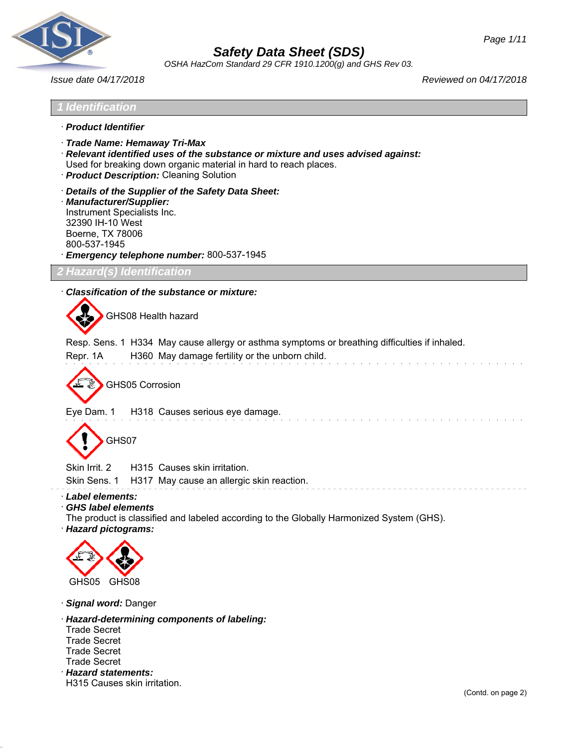# Safety Data Sheet (SDS)

*OSHA HazCom Standard 29 CFR 1910.1200(g) and GHS Rev 03.*

*Issue date 04/17/2018* *Reviewed on 04/17/2018*

## 1 Identification

· ***Product Identifier***

· ***Trade Name: Hemaway Tri-Max***

· ***Relevant identified uses of the substance or mixture and uses advised against:***
Used for breaking down organic material in hard to reach places.

· ***Product Description:*** Cleaning Solution

· ***Details of the Supplier of the Safety Data Sheet:***

· ***Manufacturer/Supplier:***
Instrument Specialists Inc.
32390 IH-10 West
Boerne, TX 78006
800-537-1945

· ***Emergency telephone number:*** 800-537-1945

## 2 Hazard(s) Identification

· ***Classification of the substance or mixture:***

GHS08 Health hazard

Resp. Sens. 1 H334 May cause allergy or asthma symptoms or breathing difficulties if inhaled.

Repr. 1A H360 May damage fertility or the unborn child.

GHS05 Corrosion

Eye Dam. 1 H318 Causes serious eye damage.

GHS07

Skin Irrit. 2 H315 Causes skin irritation.

Skin Sens. 1 H317 May cause an allergic skin reaction.

· ***Label elements:***

· ***GHS label elements***
The product is classified and labeled according to the Globally Harmonized System (GHS).

· ***Hazard pictograms:***

GHS05 GHS08

· ***Signal word:*** Danger

· ***Hazard-determining components of labeling:***
Trade Secret
Trade Secret
Trade Secret
Trade Secret

· ***Hazard statements:***
H315 Causes skin irritation.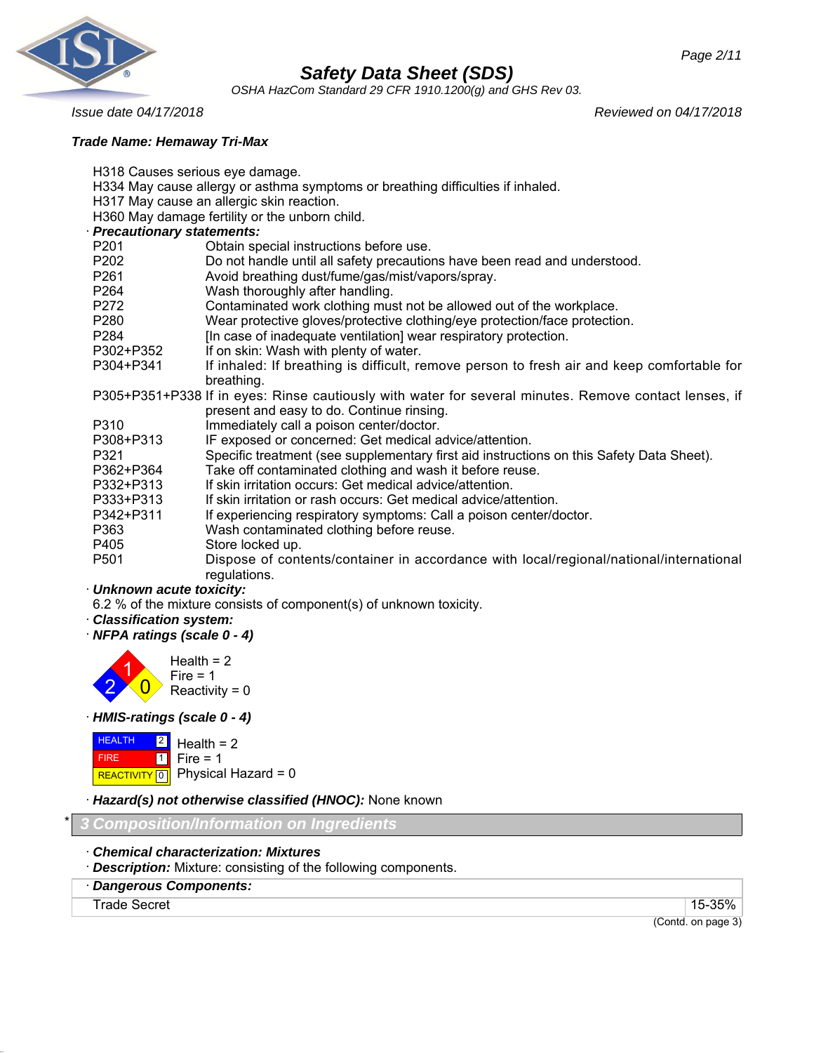**Trade Name: Hemaway Tri-Max**

H318 Causes serious eye damage.
H334 May cause allergy or asthma symptoms or breathing difficulties if inhaled.
H317 May cause an allergic skin reaction.
H360 May damage fertility or the unborn child.

· ***Precautionary statements:***

| | |
|---|---|
| P201 | Obtain special instructions before use. |
| P202 | Do not handle until all safety precautions have been read and understood. |
| P261 | Avoid breathing dust/fume/gas/mist/vapors/spray. |
| P264 | Wash thoroughly after handling. |
| P272 | Contaminated work clothing must not be allowed out of the workplace. |
| P280 | Wear protective gloves/protective clothing/eye protection/face protection. |
| P284 | [In case of inadequate ventilation] wear respiratory protection. |
| P302+P352 | If on skin: Wash with plenty of water. |
| P304+P341 | If inhaled: If breathing is difficult, remove person to fresh air and keep comfortable for breathing. |
| P305+P351+P338 | If in eyes: Rinse cautiously with water for several minutes. Remove contact lenses, if present and easy to do. Continue rinsing. |
| P310 | Immediately call a poison center/doctor. |
| P308+P313 | IF exposed or concerned: Get medical advice/attention. |
| P321 | Specific treatment (see supplementary first aid instructions on this Safety Data Sheet). |
| P362+P364 | Take off contaminated clothing and wash it before reuse. |
| P332+P313 | If skin irritation occurs: Get medical advice/attention. |
| P333+P313 | If skin irritation or rash occurs: Get medical advice/attention. |
| P342+P311 | If experiencing respiratory symptoms: Call a poison center/doctor. |
| P363 | Wash contaminated clothing before reuse. |
| P405 | Store locked up. |
| P501 | Dispose of contents/container in accordance with local/regional/national/international regulations. |

· ***Unknown acute toxicity:***
6.2 % of the mixture consists of component(s) of unknown toxicity.

· ***Classification system:***

· ***NFPA ratings (scale 0 - 4)***

Health = 2
Fire = 1
Reactivity = 0

· ***HMIS-ratings (scale 0 - 4)***

| | | |
|---|---|---|
| HEALTH | 2 | Health = 2 |
| FIRE | 1 | Fire = 1 |
| REACTIVITY | 0 | Physical Hazard = 0 |

· ***Hazard(s) not otherwise classified (HNOC):*** None known

## * 3 Composition/Information on Ingredients

· ***Chemical characterization: Mixtures***
· ***Description:*** Mixture: consisting of the following components.

| · Dangerous Components: | |
|---|---|
| Trade Secret | 15-35% |

(Contd. on page 3)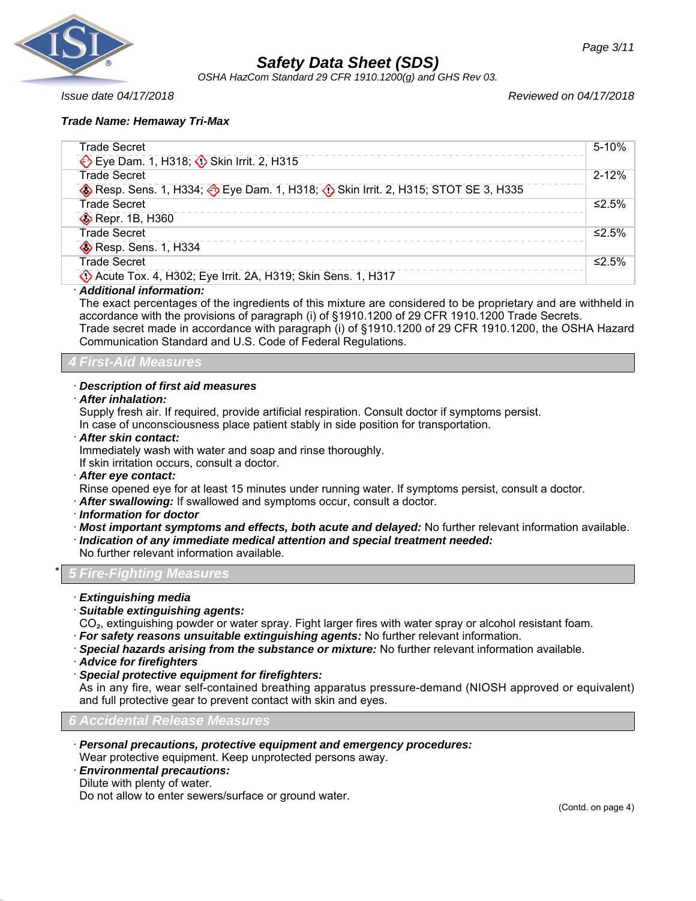**Trade Name: Hemaway Tri-Max**

| Ingredient | Percentage |
|---|---|
| Trade Secret<br>Eye Dam. 1, H318; Skin Irrit. 2, H315 | 5-10% |
| Trade Secret<br>Resp. Sens. 1, H334; Eye Dam. 1, H318; Skin Irrit. 2, H315; STOT SE 3, H335 | 2-12% |
| Trade Secret<br>Repr. 1B, H360 | ≤2.5% |
| Trade Secret<br>Resp. Sens. 1, H334 | ≤2.5% |
| Trade Secret<br>Acute Tox. 4, H302; Eye Irrit. 2A, H319; Skin Sens. 1, H317 | ≤2.5% |

· ***Additional information:***
The exact percentages of the ingredients of this mixture are considered to be proprietary and are withheld in accordance with the provisions of paragraph (i) of §1910.1200 of 29 CFR 1910.1200 Trade Secrets.
Trade secret made in accordance with paragraph (i) of §1910.1200 of 29 CFR 1910.1200, the OSHA Hazard Communication Standard and U.S. Code of Federal Regulations.

## 4 First-Aid Measures

· ***Description of first aid measures***
· ***After inhalation:***
Supply fresh air. If required, provide artificial respiration. Consult doctor if symptoms persist.
In case of unconsciousness place patient stably in side position for transportation.
· ***After skin contact:***
Immediately wash with water and soap and rinse thoroughly.
If skin irritation occurs, consult a doctor.
· ***After eye contact:***
Rinse opened eye for at least 15 minutes under running water. If symptoms persist, consult a doctor.
· ***After swallowing:*** If swallowed and symptoms occur, consult a doctor.
· ***Information for doctor***
· ***Most important symptoms and effects, both acute and delayed:*** No further relevant information available.
· ***Indication of any immediate medical attention and special treatment needed:***
No further relevant information available.

## * 5 Fire-Fighting Measures

· ***Extinguishing media***
· ***Suitable extinguishing agents:***
$CO_2$, extinguishing powder or water spray. Fight larger fires with water spray or alcohol resistant foam.
· ***For safety reasons unsuitable extinguishing agents:*** No further relevant information.
· ***Special hazards arising from the substance or mixture:*** No further relevant information available.
· ***Advice for firefighters***
· ***Special protective equipment for firefighters:***
As in any fire, wear self-contained breathing apparatus pressure-demand (NIOSH approved or equivalent) and full protective gear to prevent contact with skin and eyes.

## 6 Accidental Release Measures

· ***Personal precautions, protective equipment and emergency procedures:***
Wear protective equipment. Keep unprotected persons away.
· ***Environmental precautions:***
Dilute with plenty of water.
Do not allow to enter sewers/surface or ground water.

(Contd. on page 4)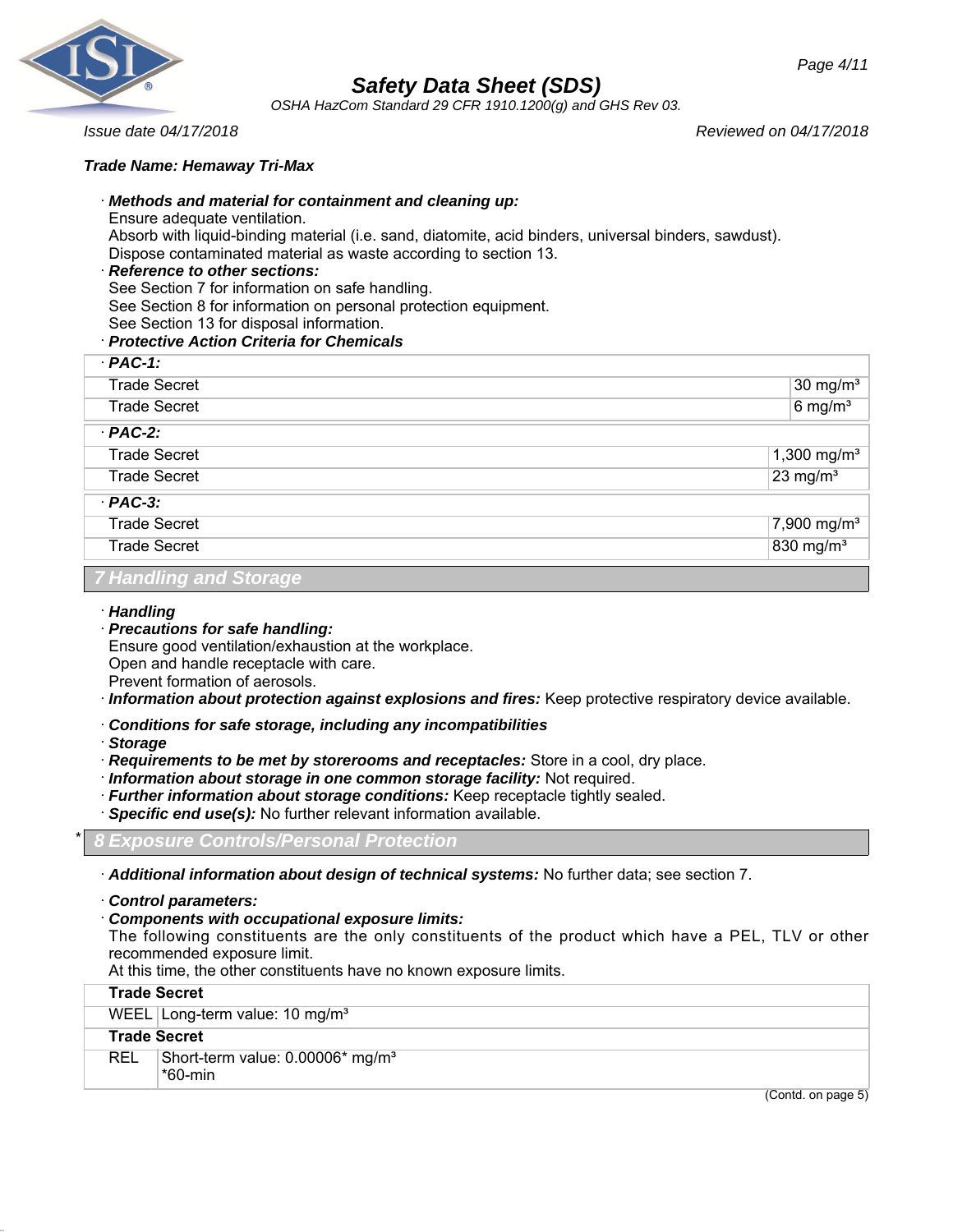**Trade Name: Hemaway Tri-Max**

· ***Methods and material for containment and cleaning up:***
Ensure adequate ventilation.
Absorb with liquid-binding material (i.e. sand, diatomite, acid binders, universal binders, sawdust).
Dispose contaminated material as waste according to section 13.

· ***Reference to other sections:***
See Section 7 for information on safe handling.
See Section 8 for information on personal protection equipment.
See Section 13 for disposal information.

· ***Protective Action Criteria for Chemicals***

| · **PAC-1:** | |
|---|---|
| Trade Secret | 30 mg/m³ |
| Trade Secret | 6 mg/m³ |
| · **PAC-2:** | |
| Trade Secret | 1,300 mg/m³ |
| Trade Secret | 23 mg/m³ |
| · **PAC-3:** | |
| Trade Secret | 7,900 mg/m³ |
| Trade Secret | 830 mg/m³ |

## 7 Handling and Storage

· ***Handling***

· ***Precautions for safe handling:***
Ensure good ventilation/exhaustion at the workplace.
Open and handle receptacle with care.
Prevent formation of aerosols.

· ***Information about protection against explosions and fires:*** Keep protective respiratory device available.

· ***Conditions for safe storage, including any incompatibilities***

· ***Storage***

· ***Requirements to be met by storerooms and receptacles:*** Store in a cool, dry place.

· ***Information about storage in one common storage facility:*** Not required.

· ***Further information about storage conditions:*** Keep receptacle tightly sealed.

· ***Specific end use(s):*** No further relevant information available.

## * 8 Exposure Controls/Personal Protection

· ***Additional information about design of technical systems:*** No further data; see section 7.

· ***Control parameters:***

· ***Components with occupational exposure limits:***
The following constituents are the only constituents of the product which have a PEL, TLV or other recommended exposure limit.
At this time, the other constituents have no known exposure limits.

| **Trade Secret** | |
|---|---|
| WEEL | Long-term value: 10 mg/m³ |
| **Trade Secret** | |
| REL | Short-term value: 0.00006* mg/m³<br>*60-min |

(Contd. on page 5)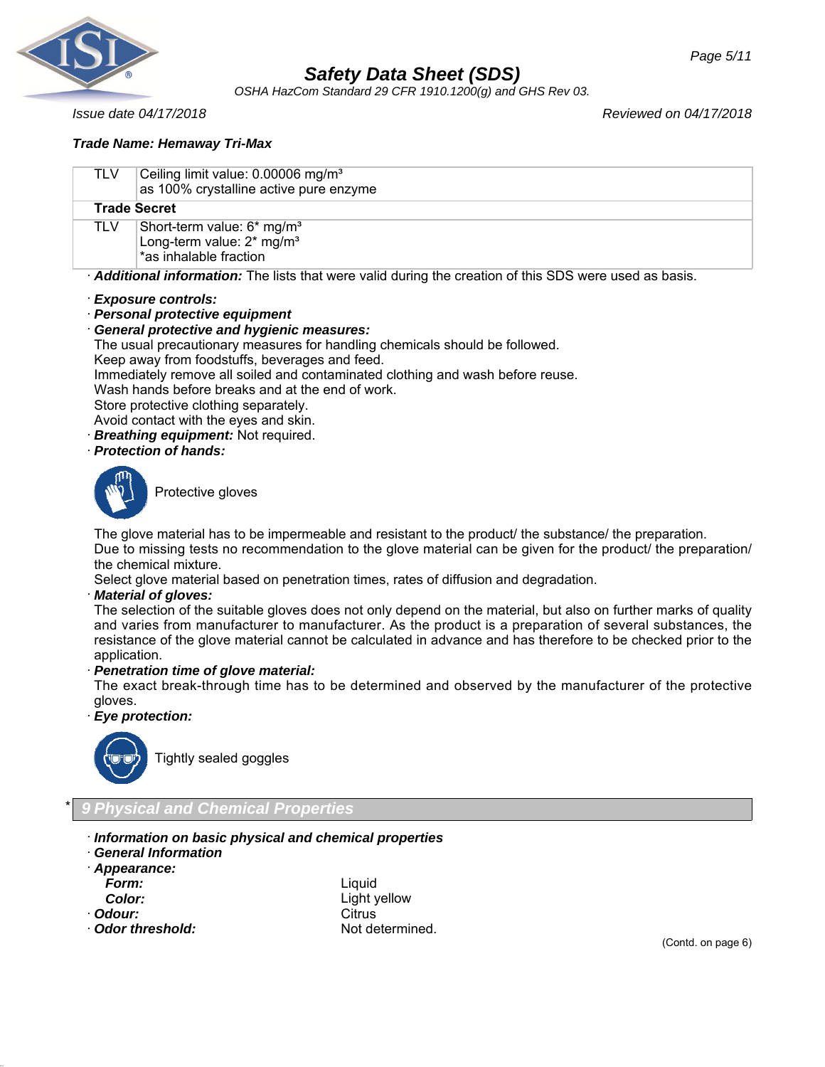**Trade Name: Hemaway Tri-Max**

| | |
|---|---|
| TLV | Ceiling limit value: 0.00006 mg/m³<br>as 100% crystalline active pure enzyme |
| **Trade Secret** | |
| TLV | Short-term value: 6* mg/m³<br>Long-term value: 2* mg/m³<br>*as inhalable fraction |

· ***Additional information:*** The lists that were valid during the creation of this SDS were used as basis.

· ***Exposure controls:***
· ***Personal protective equipment***
· ***General protective and hygienic measures:***
The usual precautionary measures for handling chemicals should be followed.
Keep away from foodstuffs, beverages and feed.
Immediately remove all soiled and contaminated clothing and wash before reuse.
Wash hands before breaks and at the end of work.
Store protective clothing separately.
Avoid contact with the eyes and skin.
· ***Breathing equipment:*** Not required.
· ***Protection of hands:***

Protective gloves

The glove material has to be impermeable and resistant to the product/ the substance/ the preparation.
Due to missing tests no recommendation to the glove material can be given for the product/ the preparation/ the chemical mixture.
Select glove material based on penetration times, rates of diffusion and degradation.
· ***Material of gloves:***
The selection of the suitable gloves does not only depend on the material, but also on further marks of quality and varies from manufacturer to manufacturer. As the product is a preparation of several substances, the resistance of the glove material cannot be calculated in advance and has therefore to be checked prior to the application.
· ***Penetration time of glove material:***
The exact break-through time has to be determined and observed by the manufacturer of the protective gloves.
· ***Eye protection:***

Tightly sealed goggles

## * 9 Physical and Chemical Properties

· ***Information on basic physical and chemical properties***
· ***General Information***
· ***Appearance:***

| | |
|---|---|
| ***Form:*** | Liquid |
| ***Color:*** | Light yellow |
| · ***Odour:*** | Citrus |
| · ***Odor threshold:*** | Not determined. |

(Contd. on page 6)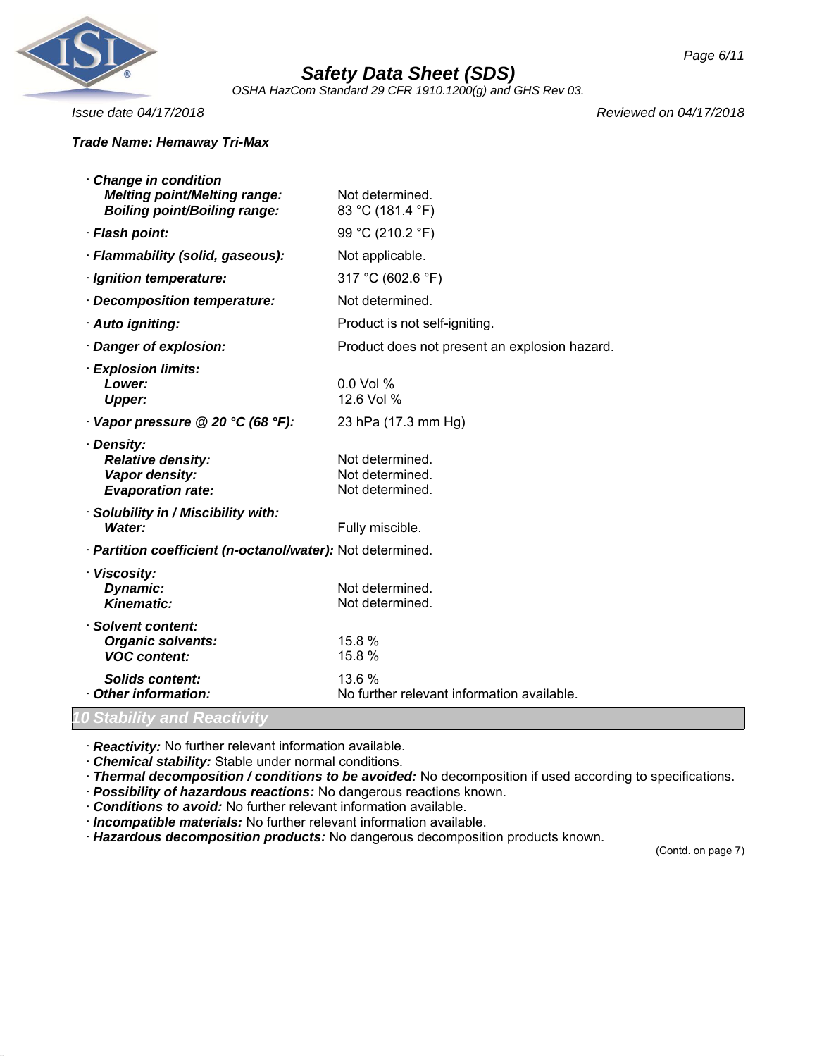**Trade Name: Hemaway Tri-Max**

| | |
|---|---|
| · **Change in condition** | |
| **Melting point/Melting range:** | Not determined. |
| **Boiling point/Boiling range:** | 83 °C (181.4 °F) |
| · **Flash point:** | 99 °C (210.2 °F) |
| · **Flammability (solid, gaseous):** | Not applicable. |
| · **Ignition temperature:** | 317 °C (602.6 °F) |
| · **Decomposition temperature:** | Not determined. |
| · **Auto igniting:** | Product is not self-igniting. |
| · **Danger of explosion:** | Product does not present an explosion hazard. |
| · **Explosion limits:** | |
| **Lower:** | 0.0 Vol % |
| **Upper:** | 12.6 Vol % |
| · **Vapor pressure @ 20 °C (68 °F):** | 23 hPa (17.3 mm Hg) |
| · **Density:** | |
| **Relative density:** | Not determined. |
| **Vapor density:** | Not determined. |
| **Evaporation rate:** | Not determined. |
| · **Solubility in / Miscibility with:** | |
| **Water:** | Fully miscible. |
| · **Partition coefficient (n-octanol/water):** | Not determined. |
| · **Viscosity:** | |
| **Dynamic:** | Not determined. |
| **Kinematic:** | Not determined. |
| · **Solvent content:** | |
| **Organic solvents:** | 15.8 % |
| **VOC content:** | 15.8 % |
| **Solids content:** | 13.6 % |
| · **Other information:** | No further relevant information available. |

## 10 Stability and Reactivity

· **Reactivity:** No further relevant information available.
· **Chemical stability:** Stable under normal conditions.
· **Thermal decomposition / conditions to be avoided:** No decomposition if used according to specifications.
· **Possibility of hazardous reactions:** No dangerous reactions known.
· **Conditions to avoid:** No further relevant information available.
· **Incompatible materials:** No further relevant information available.
· **Hazardous decomposition products:** No dangerous decomposition products known.

(Contd. on page 7)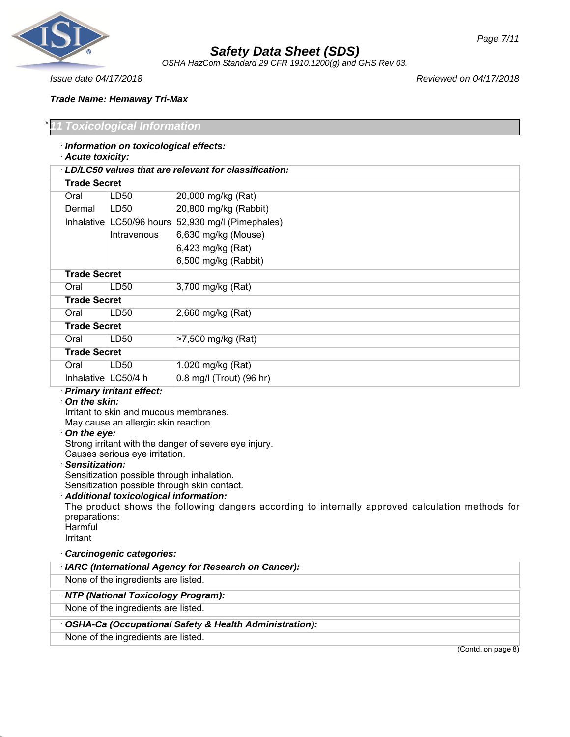**Trade Name: Hemaway Tri-Max**

## * 11 Toxicological Information

· ***Information on toxicological effects:***

· ***Acute toxicity:***

| · ***LD/LC50 values that are relevant for classification:*** | | |
|---|---|---|
| **Trade Secret** | | |
| Oral | LD50 | 20,000 mg/kg (Rat) |
| Dermal | LD50 | 20,800 mg/kg (Rabbit) |
| Inhalative | LC50/96 hours | 52,930 mg/l (Pimephales) |
| | Intravenous | 6,630 mg/kg (Mouse) |
| | | 6,423 mg/kg (Rat) |
| | | 6,500 mg/kg (Rabbit) |
| **Trade Secret** | | |
| Oral | LD50 | 3,700 mg/kg (Rat) |
| **Trade Secret** | | |
| Oral | LD50 | 2,660 mg/kg (Rat) |
| **Trade Secret** | | |
| Oral | LD50 | >7,500 mg/kg (Rat) |
| **Trade Secret** | | |
| Oral | LD50 | 1,020 mg/kg (Rat) |
| Inhalative | LC50/4 h | 0.8 mg/l (Trout) (96 hr) |

· ***Primary irritant effect:***

· ***On the skin:***

Irritant to skin and mucous membranes.
May cause an allergic skin reaction.

· ***On the eye:***

Strong irritant with the danger of severe eye injury.
Causes serious eye irritation.

· ***Sensitization:***

Sensitization possible through inhalation.
Sensitization possible through skin contact.

· ***Additional toxicological information:***

The product shows the following dangers according to internally approved calculation methods for preparations:
Harmful
Irritant

· ***Carcinogenic categories:***

| · ***IARC (International Agency for Research on Cancer):*** |
|---|
| None of the ingredients are listed. |

| · ***NTP (National Toxicology Program):*** |
|---|
| None of the ingredients are listed. |

| · ***OSHA-Ca (Occupational Safety & Health Administration):*** |
|---|
| None of the ingredients are listed. |

(Contd. on page 8)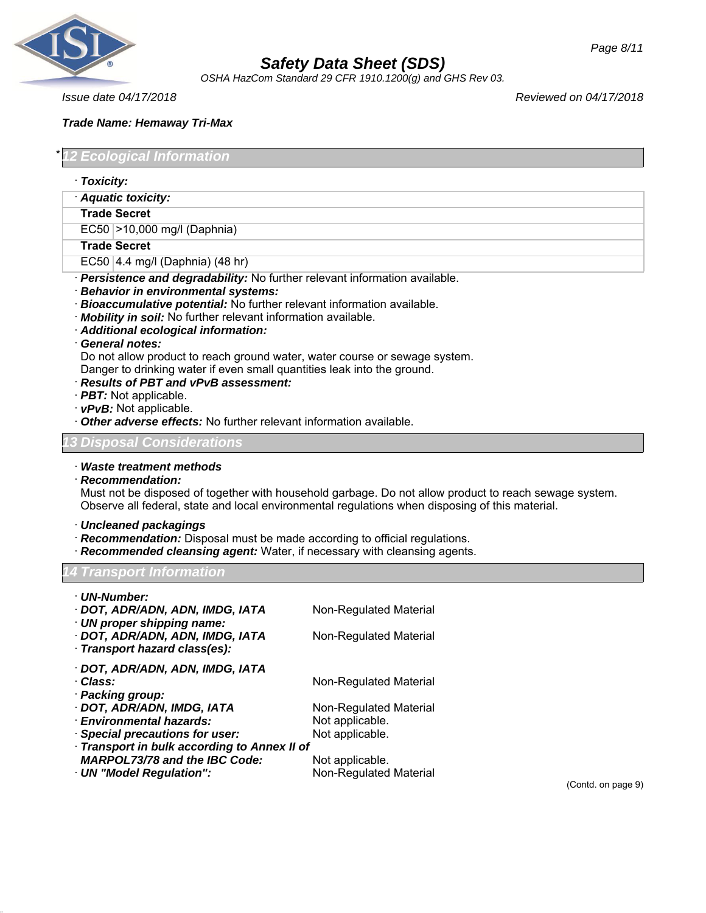**Trade Name: Hemaway Tri-Max**

## * 12 Ecological Information

· **Toxicity:**

| · **Aquatic toxicity:** | |
|---|---|
| **Trade Secret** | |
| EC50 | >10,000 mg/l (Daphnia) |
| **Trade Secret** | |
| EC50 | 4.4 mg/l (Daphnia) (48 hr) |

· ***Persistence and degradability:*** No further relevant information available.
· ***Behavior in environmental systems:***
· ***Bioaccumulative potential:*** No further relevant information available.
· ***Mobility in soil:*** No further relevant information available.
· ***Additional ecological information:***
· ***General notes:***
Do not allow product to reach ground water, water course or sewage system.
Danger to drinking water if even small quantities leak into the ground.
· ***Results of PBT and vPvB assessment:***
· ***PBT:*** Not applicable.
· ***vPvB:*** Not applicable.
· ***Other adverse effects:*** No further relevant information available.

## 13 Disposal Considerations

· ***Waste treatment methods***
· ***Recommendation:***
Must not be disposed of together with household garbage. Do not allow product to reach sewage system. Observe all federal, state and local environmental regulations when disposing of this material.

· ***Uncleaned packagings***
· ***Recommendation:*** Disposal must be made according to official regulations.
· ***Recommended cleansing agent:*** Water, if necessary with cleansing agents.

## 14 Transport Information

· ***UN-Number:***
· ***DOT, ADR/ADN, ADN, IMDG, IATA*** Non-Regulated Material
· ***UN proper shipping name:***
· ***DOT, ADR/ADN, ADN, IMDG, IATA*** Non-Regulated Material
· ***Transport hazard class(es):***

· ***DOT, ADR/ADN, ADN, IMDG, IATA***
· ***Class:*** Non-Regulated Material
· ***Packing group:***
· ***DOT, ADR/ADN, IMDG, IATA*** Non-Regulated Material
· ***Environmental hazards:*** Not applicable.
· ***Special precautions for user:*** Not applicable.
· ***Transport in bulk according to Annex II of MARPOL73/78 and the IBC Code:*** Not applicable.
· ***UN "Model Regulation":*** Non-Regulated Material

(Contd. on page 9)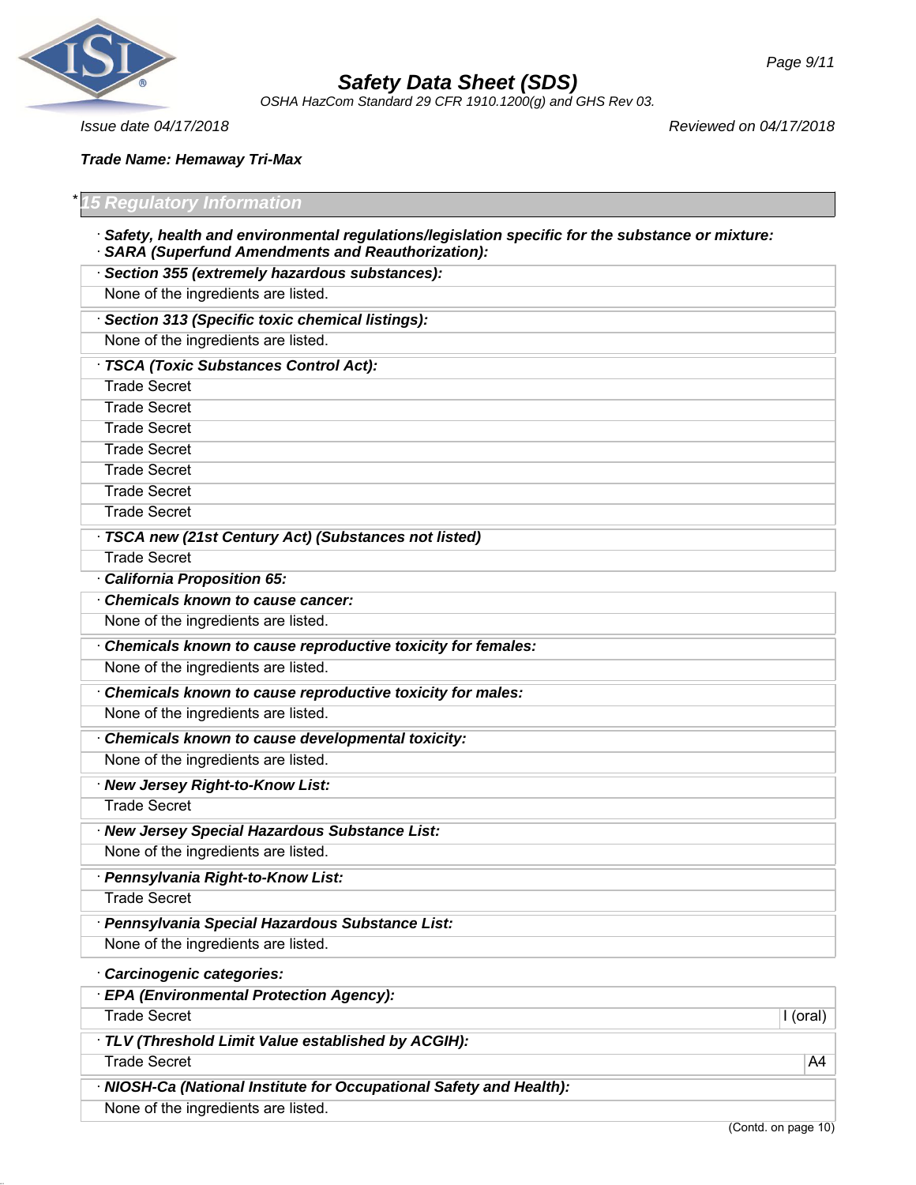Issue date 04/17/2018 Reviewed on 04/17/2018

**Trade Name: Hemaway Tri-Max**

## * 15 Regulatory Information

· **Safety, health and environmental regulations/legislation specific for the substance or mixture:**
· **SARA (Superfund Amendments and Reauthorization):**

| · **Section 355 (extremely hazardous substances):** |
|---|
| None of the ingredients are listed. |

| · **Section 313 (Specific toxic chemical listings):** |
|---|
| None of the ingredients are listed. |

| · **TSCA (Toxic Substances Control Act):** |
|---|
| Trade Secret |
| Trade Secret |
| Trade Secret |
| Trade Secret |
| Trade Secret |
| Trade Secret |
| Trade Secret |

| · **TSCA new (21st Century Act) (Substances not listed)** |
|---|
| Trade Secret |

· **California Proposition 65:**

| · **Chemicals known to cause cancer:** |
|---|
| None of the ingredients are listed. |

| · **Chemicals known to cause reproductive toxicity for females:** |
|---|
| None of the ingredients are listed. |

| · **Chemicals known to cause reproductive toxicity for males:** |
|---|
| None of the ingredients are listed. |

| · **Chemicals known to cause developmental toxicity:** |
|---|
| None of the ingredients are listed. |

| · **New Jersey Right-to-Know List:** |
|---|
| Trade Secret |

| · **New Jersey Special Hazardous Substance List:** |
|---|
| None of the ingredients are listed. |

| · **Pennsylvania Right-to-Know List:** |
|---|
| Trade Secret |

| · **Pennsylvania Special Hazardous Substance List:** |
|---|
| None of the ingredients are listed. |

· **Carcinogenic categories:**

| · **EPA (Environmental Protection Agency):** | |
|---|---|
| Trade Secret | I (oral) |

| · **TLV (Threshold Limit Value established by ACGIH):** | |
|---|---|
| Trade Secret | A4 |

| · **NIOSH-Ca (National Institute for Occupational Safety and Health):** |
|---|
| None of the ingredients are listed. |

(Contd. on page 10)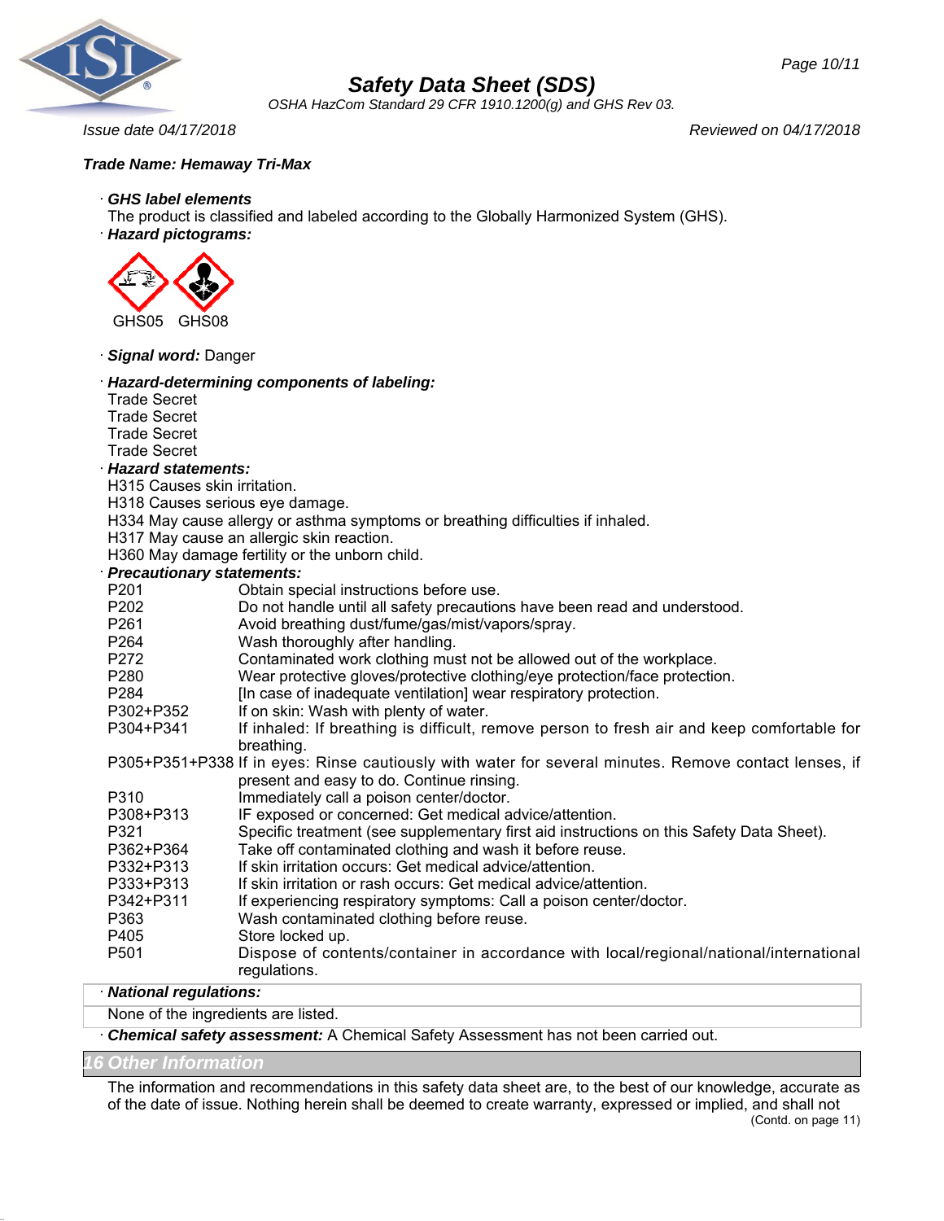*Trade Name: Hemaway Tri-Max*

· ***GHS label elements***
The product is classified and labeled according to the Globally Harmonized System (GHS).
· ***Hazard pictograms:***

GHS05 GHS08

· ***Signal word:*** Danger

· ***Hazard-determining components of labeling:***
Trade Secret
Trade Secret
Trade Secret
Trade Secret
· ***Hazard statements:***
H315 Causes skin irritation.
H318 Causes serious eye damage.
H334 May cause allergy or asthma symptoms or breathing difficulties if inhaled.
H317 May cause an allergic skin reaction.
H360 May damage fertility or the unborn child.
· ***Precautionary statements:***

| | |
|---|---|
| P201 | Obtain special instructions before use. |
| P202 | Do not handle until all safety precautions have been read and understood. |
| P261 | Avoid breathing dust/fume/gas/mist/vapors/spray. |
| P264 | Wash thoroughly after handling. |
| P272 | Contaminated work clothing must not be allowed out of the workplace. |
| P280 | Wear protective gloves/protective clothing/eye protection/face protection. |
| P284 | [In case of inadequate ventilation] wear respiratory protection. |
| P302+P352 | If on skin: Wash with plenty of water. |
| P304+P341 | If inhaled: If breathing is difficult, remove person to fresh air and keep comfortable for breathing. |
| P305+P351+P338 | If in eyes: Rinse cautiously with water for several minutes. Remove contact lenses, if present and easy to do. Continue rinsing. |
| P310 | Immediately call a poison center/doctor. |
| P308+P313 | IF exposed or concerned: Get medical advice/attention. |
| P321 | Specific treatment (see supplementary first aid instructions on this Safety Data Sheet). |
| P362+P364 | Take off contaminated clothing and wash it before reuse. |
| P332+P313 | If skin irritation occurs: Get medical advice/attention. |
| P333+P313 | If skin irritation or rash occurs: Get medical advice/attention. |
| P342+P311 | If experiencing respiratory symptoms: Call a poison center/doctor. |
| P363 | Wash contaminated clothing before reuse. |
| P405 | Store locked up. |
| P501 | Dispose of contents/container in accordance with local/regional/national/international regulations. |

· ***National regulations:***
None of the ingredients are listed.
· ***Chemical safety assessment:*** A Chemical Safety Assessment has not been carried out.

## 16 Other Information

The information and recommendations in this safety data sheet are, to the best of our knowledge, accurate as of the date of issue. Nothing herein shall be deemed to create warranty, expressed or implied, and shall not

(Contd. on page 11)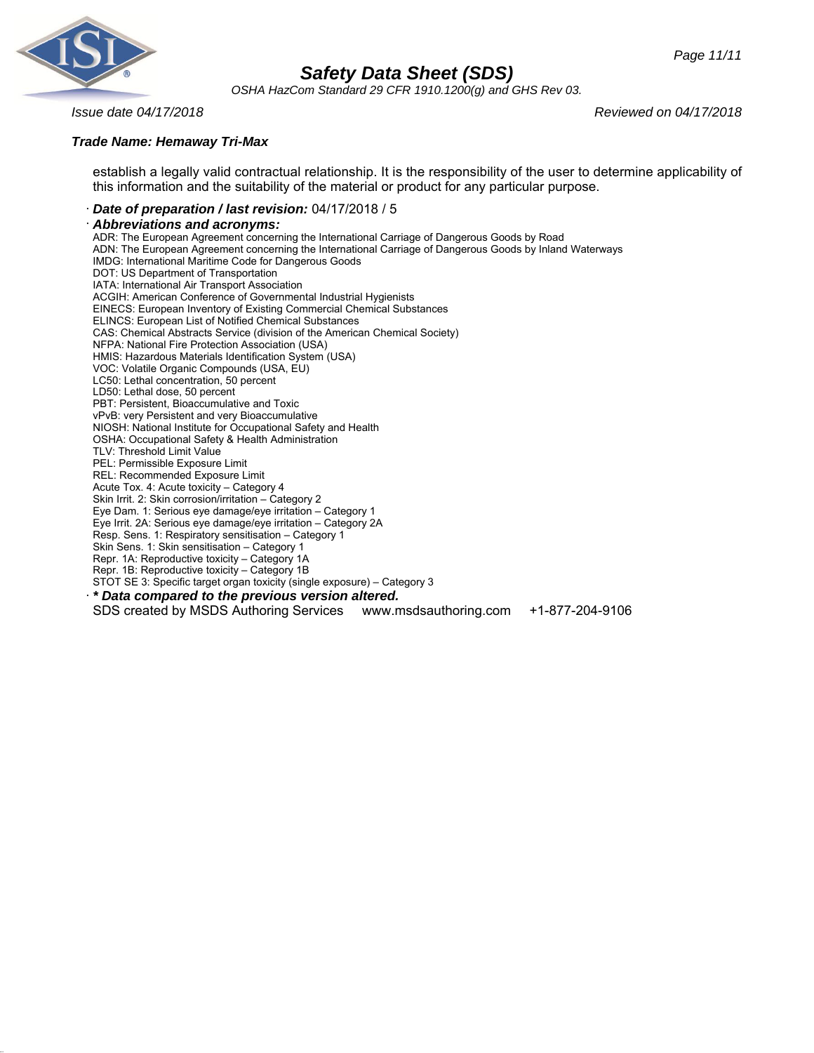establish a legally valid contractual relationship. It is the responsibility of the user to determine applicability of this information and the suitability of the material or product for any particular purpose.

· ***Date of preparation / last revision:*** 04/17/2018 / 5

· ***Abbreviations and acronyms:***

ADR: The European Agreement concerning the International Carriage of Dangerous Goods by Road
ADN: The European Agreement concerning the International Carriage of Dangerous Goods by Inland Waterways
IMDG: International Maritime Code for Dangerous Goods
DOT: US Department of Transportation
IATA: International Air Transport Association
ACGIH: American Conference of Governmental Industrial Hygienists
EINECS: European Inventory of Existing Commercial Chemical Substances
ELINCS: European List of Notified Chemical Substances
CAS: Chemical Abstracts Service (division of the American Chemical Society)
NFPA: National Fire Protection Association (USA)
HMIS: Hazardous Materials Identification System (USA)
VOC: Volatile Organic Compounds (USA, EU)
LC50: Lethal concentration, 50 percent
LD50: Lethal dose, 50 percent
PBT: Persistent, Bioaccumulative and Toxic
vPvB: very Persistent and very Bioaccumulative
NIOSH: National Institute for Occupational Safety and Health
OSHA: Occupational Safety & Health Administration
TLV: Threshold Limit Value
PEL: Permissible Exposure Limit
REL: Recommended Exposure Limit
Acute Tox. 4: Acute toxicity – Category 4
Skin Irrit. 2: Skin corrosion/irritation – Category 2
Eye Dam. 1: Serious eye damage/eye irritation – Category 1
Eye Irrit. 2A: Serious eye damage/eye irritation – Category 2A
Resp. Sens. 1: Respiratory sensitisation – Category 1
Skin Sens. 1: Skin sensitisation – Category 1
Repr. 1A: Reproductive toxicity – Category 1A
Repr. 1B: Reproductive toxicity – Category 1B
STOT SE 3: Specific target organ toxicity (single exposure) – Category 3

· ***\* Data compared to the previous version altered.***

SDS created by MSDS Authoring Services www.msdsauthoring.com +1-877-204-9106